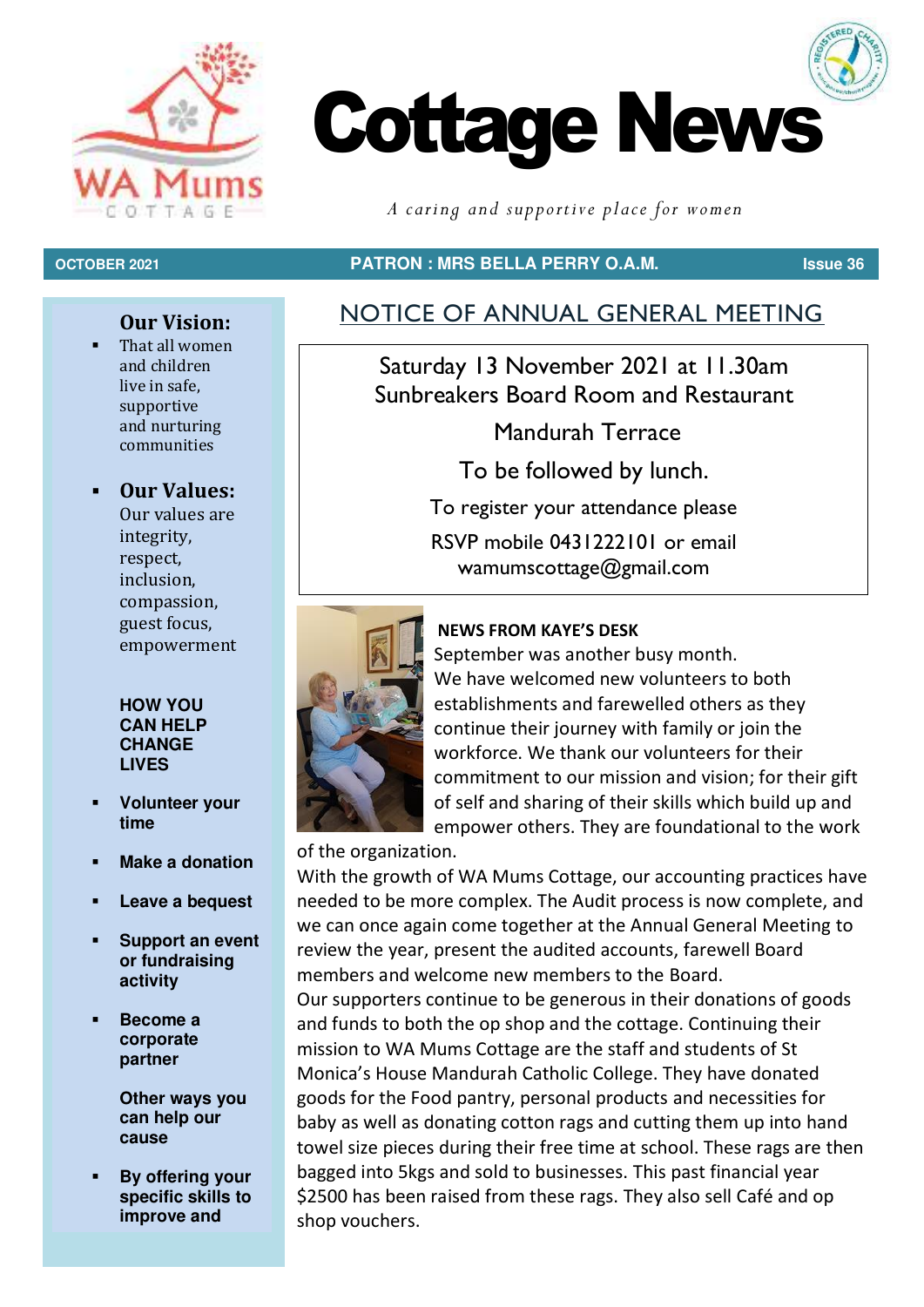# Cottage News

*A caring and supportive place for women*

**OCTOBER 2021** | **PATRON : MRS BELLA PERRY O.A.M.** | **Issue 36**

## Our Vision:

- That all women and children live in safe, supportive and nurturing communities

- **Our Values:** Our values are integrity, respect, inclusion, compassion, guest focus, empowerment

**HOW YOU CAN HELP CHANGE LIVES**

- **Volunteer your time**
- **Make a donation**
- **Leave a bequest**
- **Support an event or fundraising activity**
- **Become a corporate partner**

**Other ways you can help our cause**

- **By offering your specific skills to improve and**

## NOTICE OF ANNUAL GENERAL MEETING

Saturday 13 November 2021 at 11.30am
Sunbreakers Board Room and Restaurant
Mandurah Terrace
To be followed by lunch.
To register your attendance please
RSVP mobile 0431222101 or email
wamumscottage@gmail.com

### NEWS FROM KAYE'S DESK

September was another busy month.
We have welcomed new volunteers to both establishments and farewelled others as they continue their journey with family or join the workforce. We thank our volunteers for their commitment to our mission and vision; for their gift of self and sharing of their skills which build up and empower others. They are foundational to the work of the organization.
With the growth of WA Mums Cottage, our accounting practices have needed to be more complex. The Audit process is now complete, and we can once again come together at the Annual General Meeting to review the year, present the audited accounts, farewell Board members and welcome new members to the Board.
Our supporters continue to be generous in their donations of goods and funds to both the op shop and the cottage. Continuing their mission to WA Mums Cottage are the staff and students of St Monica's House Mandurah Catholic College. They have donated goods for the Food pantry, personal products and necessities for baby as well as donating cotton rags and cutting them up into hand towel size pieces during their free time at school. These rags are then bagged into 5kgs and sold to businesses. This past financial year $2500 has been raised from these rags. They also sell Café and op shop vouchers.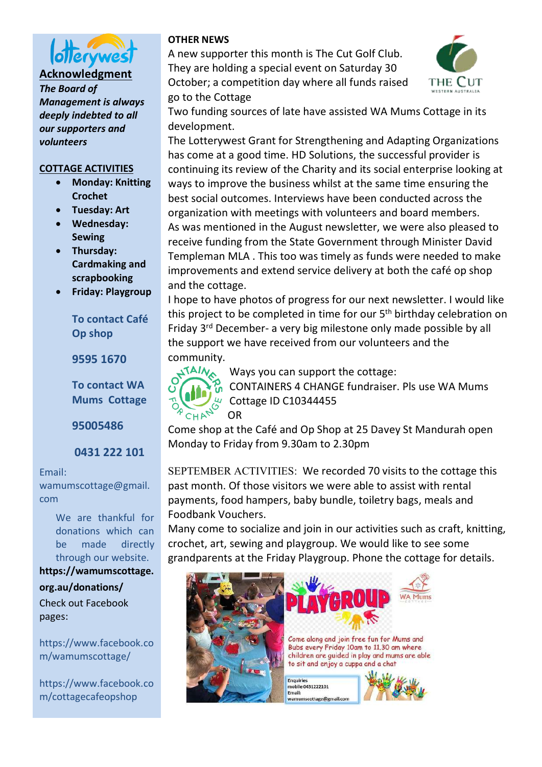**Acknowledgment**

***The Board of Management is always deeply indebted to all our supporters and volunteers***

**COTTAGE ACTIVITIES**

- **Monday: Knitting Crochet**
- **Tuesday: Art**
- **Wednesday: Sewing**
- **Thursday: Cardmaking and scrapbooking**
- **Friday: Playgroup**

**To contact Café Op shop**

**9595 1670**

**To contact WA Mums Cottage**

**95005486**

**0431 222 101**

Email: wamumscottage@gmail.com

We are thankful for donations which can be made directly through our website.

**https://wamumscottage.org.au/donations/**

Check out Facebook pages:

https://www.facebook.com/wamumscottage/

https://www.facebook.com/cottagecafeopshop

**OTHER NEWS**

A new supporter this month is The Cut Golf Club. They are holding a special event on Saturday 30 October; a competition day where all funds raised go to the Cottage

Two funding sources of late have assisted WA Mums Cottage in its development.

The Lotterywest Grant for Strengthening and Adapting Organizations has come at a good time. HD Solutions, the successful provider is continuing its review of the Charity and its social enterprise looking at ways to improve the business whilst at the same time ensuring the best social outcomes. Interviews have been conducted across the organization with meetings with volunteers and board members.

As was mentioned in the August newsletter, we were also pleased to receive funding from the State Government through Minister David Templeman MLA . This too was timely as funds were needed to make improvements and extend service delivery at both the café op shop and the cottage.

I hope to have photos of progress for our next newsletter. I would like this project to be completed in time for our 5th birthday celebration on Friday 3rd December- a very big milestone only made possible by all the support we have received from our volunteers and the community.

Ways you can support the cottage:

CONTAINERS 4 CHANGE fundraiser. Pls use WA Mums Cottage ID C10344455

OR

Come shop at the Café and Op Shop at 25 Davey St Mandurah open Monday to Friday from 9.30am to 2.30pm

SEPTEMBER ACTIVITIES: We recorded 70 visits to the cottage this past month. Of those visitors we were able to assist with rental payments, food hampers, baby bundle, toiletry bags, meals and Foodbank Vouchers.

Many come to socialize and join in our activities such as craft, knitting, crochet, art, sewing and playgroup. We would like to see some grandparents at the Friday Playgroup. Phone the cottage for details.

PLAYGROUP

Come along and join free fun for Mums and Bubs every Friday 10am to 11.30 am where children are guided in play and mums are able to sit and enjoy a cuppa and a chat

Enquiries
mobile 0431222101
Email:
wamumscottage@gmail.com